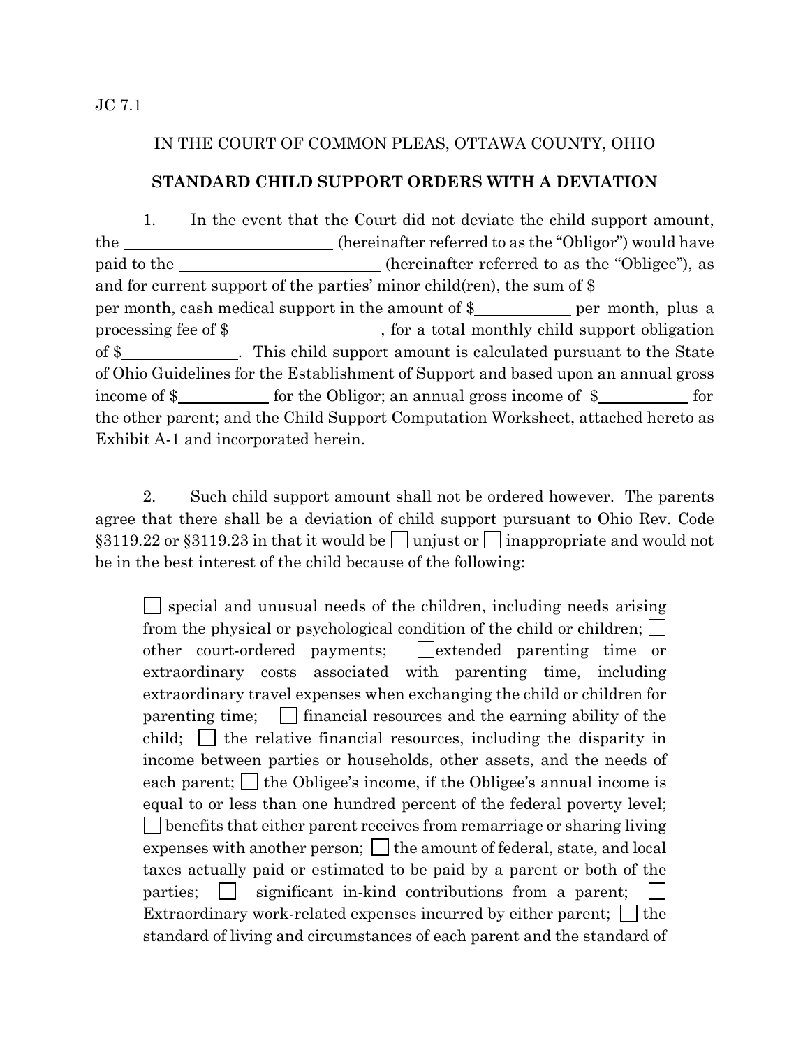JC 7.1

IN THE COURT OF COMMON PLEAS, OTTAWA COUNTY, OHIO

**STANDARD CHILD SUPPORT ORDERS WITH A DEVIATION**

1. In the event that the Court did not deviate the child support amount, the ______________________ (hereinafter referred to as the "Obligor") would have paid to the ______________________ (hereinafter referred to as the "Obligee"), as and for current support of the parties' minor child(ren), the sum of $____________ per month, cash medical support in the amount of $__________ per month, plus a processing fee of $________________, for a total monthly child support obligation of $____________. This child support amount is calculated pursuant to the State of Ohio Guidelines for the Establishment of Support and based upon an annual gross income of $__________ for the Obligor; an annual gross income of $__________ for the other parent; and the Child Support Computation Worksheet, attached hereto as Exhibit A-1 and incorporated herein.

2. Such child support amount shall not be ordered however. The parents agree that there shall be a deviation of child support pursuant to Ohio Rev. Code §3119.22 or §3119.23 in that it would be ☐ unjust or ☐ inappropriate and would not be in the best interest of the child because of the following:

> ☐ special and unusual needs of the children, including needs arising from the physical or psychological condition of the child or children; ☐ other court-ordered payments; ☐ extended parenting time or extraordinary costs associated with parenting time, including extraordinary travel expenses when exchanging the child or children for parenting time; ☐ financial resources and the earning ability of the child; ☐ the relative financial resources, including the disparity in income between parties or households, other assets, and the needs of each parent; ☐ the Obligee's income, if the Obligee's annual income is equal to or less than one hundred percent of the federal poverty level; ☐ benefits that either parent receives from remarriage or sharing living expenses with another person; ☐ the amount of federal, state, and local taxes actually paid or estimated to be paid by a parent or both of the parties; ☐ significant in-kind contributions from a parent; ☐ Extraordinary work-related expenses incurred by either parent; ☐ the standard of living and circumstances of each parent and the standard of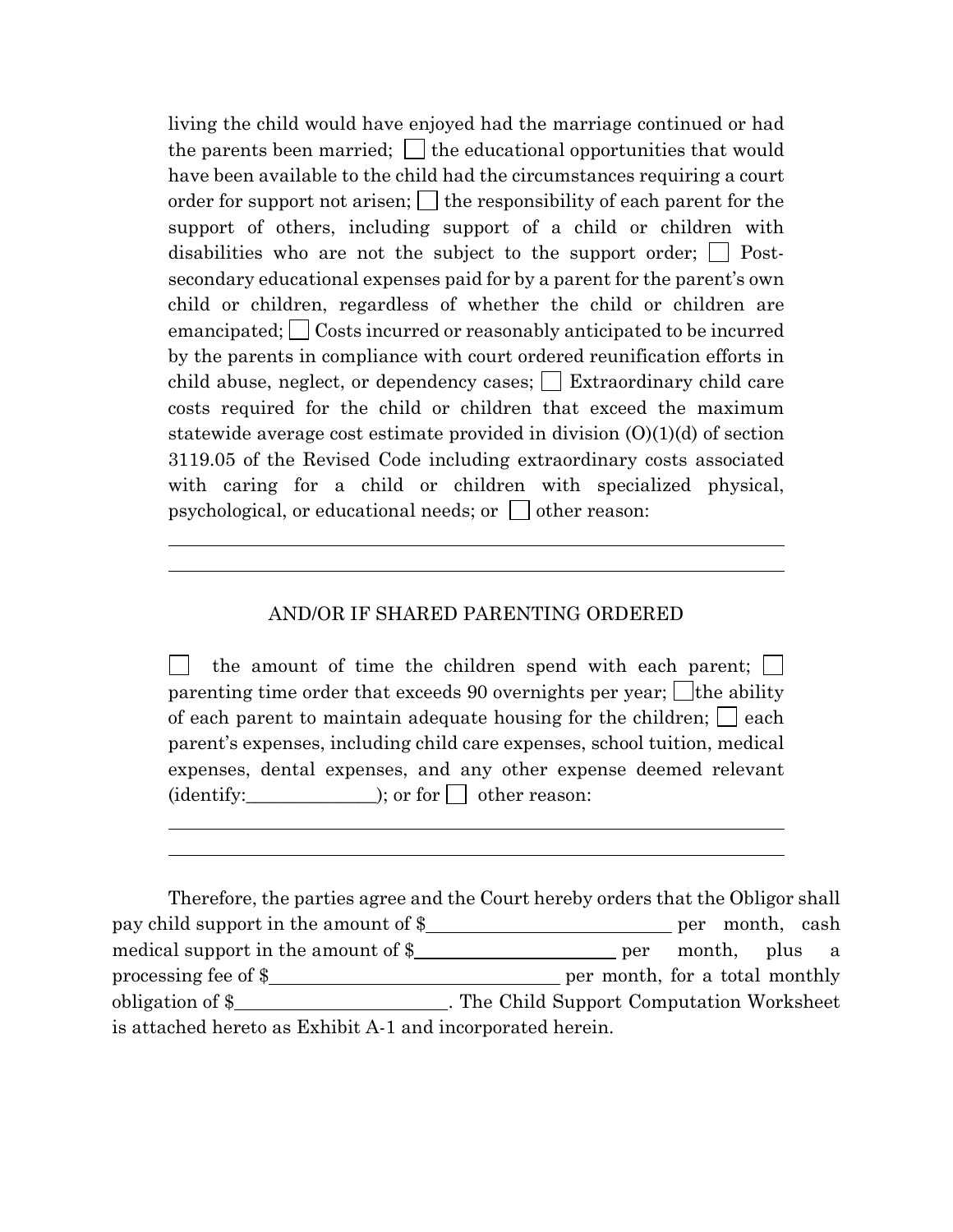living the child would have enjoyed had the marriage continued or had the parents been married; ☐ the educational opportunities that would have been available to the child had the circumstances requiring a court order for support not arisen; ☐ the responsibility of each parent for the support of others, including support of a child or children with disabilities who are not the subject to the support order; ☐ Post-secondary educational expenses paid for by a parent for the parent's own child or children, regardless of whether the child or children are emancipated; ☐ Costs incurred or reasonably anticipated to be incurred by the parents in compliance with court ordered reunification efforts in child abuse, neglect, or dependency cases; ☐ Extraordinary child care costs required for the child or children that exceed the maximum statewide average cost estimate provided in division (O)(1)(d) of section 3119.05 of the Revised Code including extraordinary costs associated with caring for a child or children with specialized physical, psychological, or educational needs; or ☐ other reason:

\_\_\_\_\_\_\_\_\_\_\_\_\_\_\_\_\_\_\_\_\_\_\_\_\_\_\_\_\_\_\_\_\_\_\_\_\_\_\_\_\_\_\_\_\_\_\_\_\_\_\_\_\_\_\_\_\_\_\_\_

\_\_\_\_\_\_\_\_\_\_\_\_\_\_\_\_\_\_\_\_\_\_\_\_\_\_\_\_\_\_\_\_\_\_\_\_\_\_\_\_\_\_\_\_\_\_\_\_\_\_\_\_\_\_\_\_\_\_\_\_

AND/OR IF SHARED PARENTING ORDERED

☐ the amount of time the children spend with each parent; ☐ parenting time order that exceeds 90 overnights per year; ☐ the ability of each parent to maintain adequate housing for the children; ☐ each parent's expenses, including child care expenses, school tuition, medical expenses, dental expenses, and any other expense deemed relevant (identify:\_\_\_\_\_\_\_\_\_\_\_\_\_\_); or for ☐ other reason:

\_\_\_\_\_\_\_\_\_\_\_\_\_\_\_\_\_\_\_\_\_\_\_\_\_\_\_\_\_\_\_\_\_\_\_\_\_\_\_\_\_\_\_\_\_\_\_\_\_\_\_\_\_\_\_\_\_\_\_\_

\_\_\_\_\_\_\_\_\_\_\_\_\_\_\_\_\_\_\_\_\_\_\_\_\_\_\_\_\_\_\_\_\_\_\_\_\_\_\_\_\_\_\_\_\_\_\_\_\_\_\_\_\_\_\_\_\_\_\_\_

Therefore, the parties agree and the Court hereby orders that the Obligor shall pay child support in the amount of $\_\_\_\_\_\_\_\_\_\_\_\_\_\_\_\_\_\_\_\_\_\_\_\_\_\_ per month, cash medical support in the amount of $\_\_\_\_\_\_\_\_\_\_\_\_\_\_\_\_\_\_\_\_\_\_ per month, plus a processing fee of $\_\_\_\_\_\_\_\_\_\_\_\_\_\_\_\_\_\_\_\_\_\_\_\_\_\_\_\_\_\_\_ per month, for a total monthly obligation of $\_\_\_\_\_\_\_\_\_\_\_\_\_\_\_\_\_\_\_\_\_\_\_. The Child Support Computation Worksheet is attached hereto as Exhibit A-1 and incorporated herein.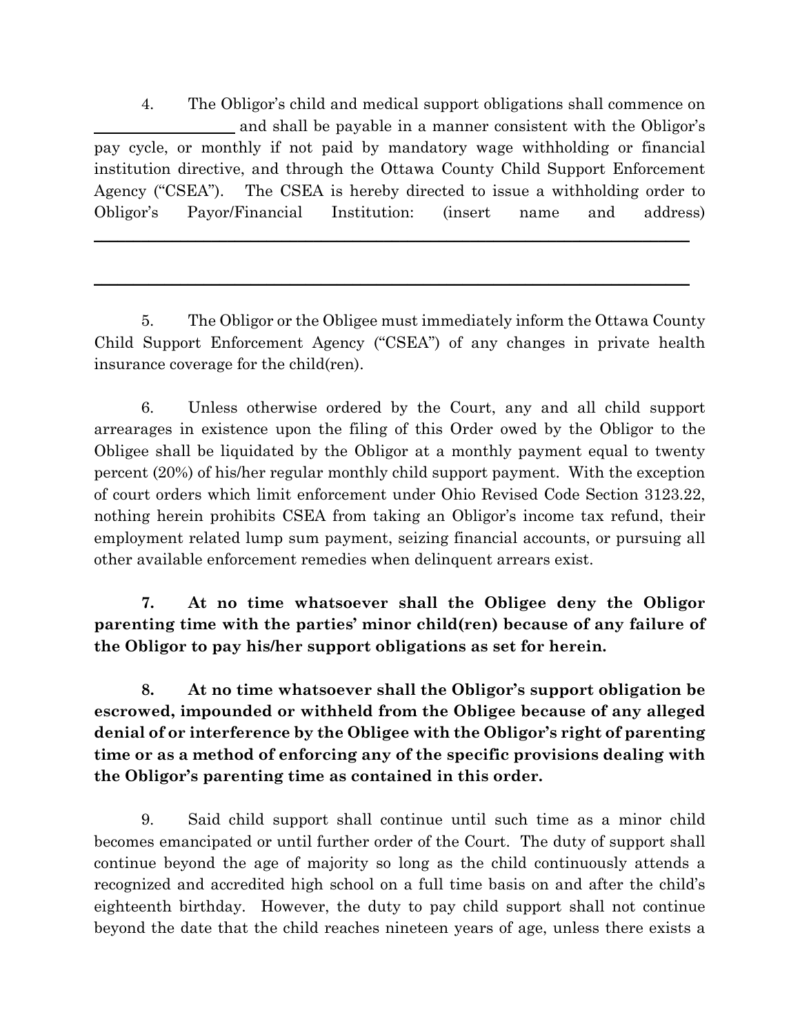4. The Obligor's child and medical support obligations shall commence on ________________ and shall be payable in a manner consistent with the Obligor's pay cycle, or monthly if not paid by mandatory wage withholding or financial institution directive, and through the Ottawa County Child Support Enforcement Agency ("CSEA"). The CSEA is hereby directed to issue a withholding order to Obligor's Payor/Financial Institution: (insert name and address) ________________________________________________________________________

________________________________________________________________________

5. The Obligor or the Obligee must immediately inform the Ottawa County Child Support Enforcement Agency ("CSEA") of any changes in private health insurance coverage for the child(ren).

6. Unless otherwise ordered by the Court, any and all child support arrearages in existence upon the filing of this Order owed by the Obligor to the Obligee shall be liquidated by the Obligor at a monthly payment equal to twenty percent (20%) of his/her regular monthly child support payment. With the exception of court orders which limit enforcement under Ohio Revised Code Section 3123.22, nothing herein prohibits CSEA from taking an Obligor's income tax refund, their employment related lump sum payment, seizing financial accounts, or pursuing all other available enforcement remedies when delinquent arrears exist.

**7. At no time whatsoever shall the Obligee deny the Obligor parenting time with the parties' minor child(ren) because of any failure of the Obligor to pay his/her support obligations as set for herein.**

**8. At no time whatsoever shall the Obligor's support obligation be escrowed, impounded or withheld from the Obligee because of any alleged denial of or interference by the Obligee with the Obligor's right of parenting time or as a method of enforcing any of the specific provisions dealing with the Obligor's parenting time as contained in this order.**

9. Said child support shall continue until such time as a minor child becomes emancipated or until further order of the Court. The duty of support shall continue beyond the age of majority so long as the child continuously attends a recognized and accredited high school on a full time basis on and after the child's eighteenth birthday. However, the duty to pay child support shall not continue beyond the date that the child reaches nineteen years of age, unless there exists a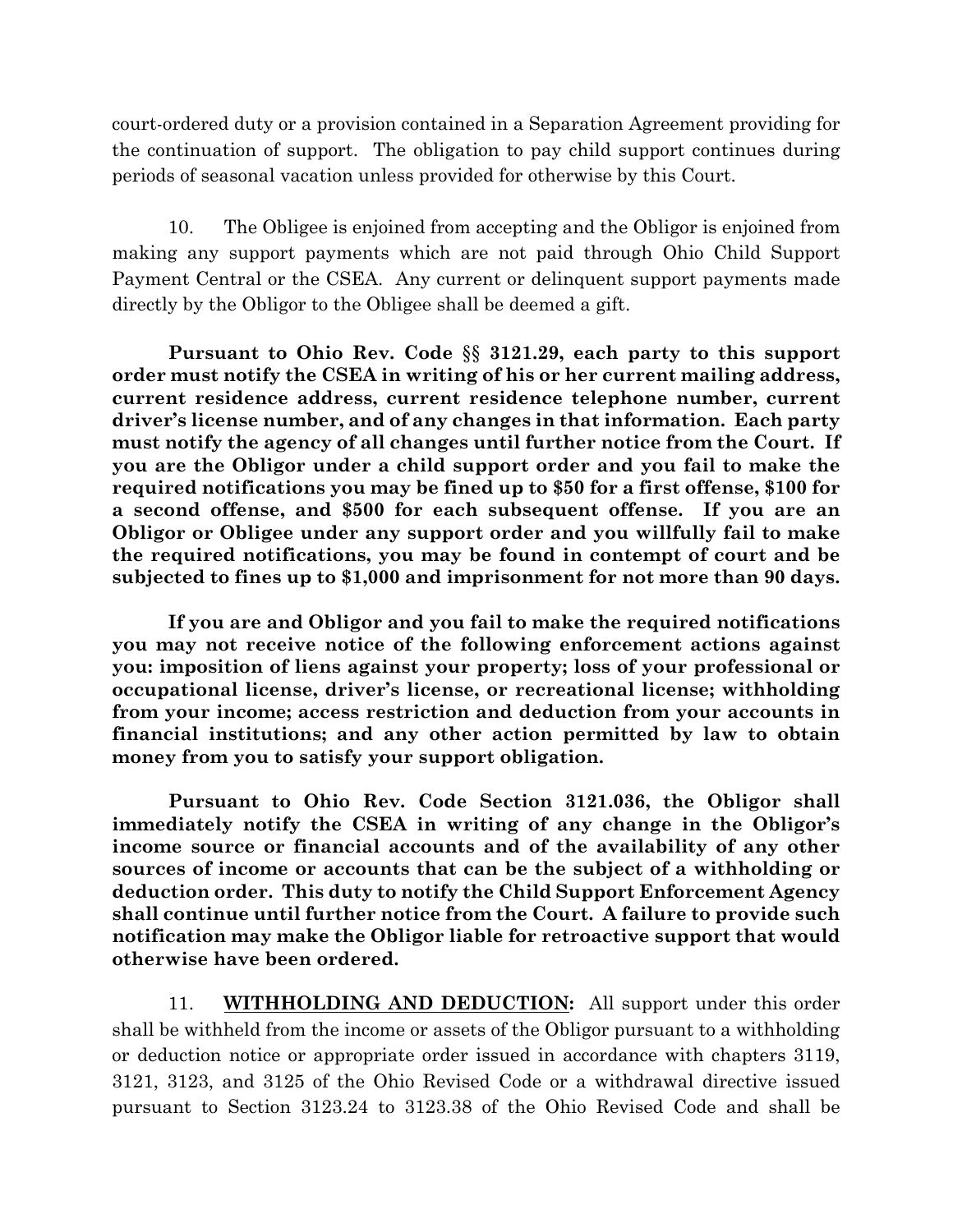court-ordered duty or a provision contained in a Separation Agreement providing for the continuation of support. The obligation to pay child support continues during periods of seasonal vacation unless provided for otherwise by this Court.

10. The Obligee is enjoined from accepting and the Obligor is enjoined from making any support payments which are not paid through Ohio Child Support Payment Central or the CSEA. Any current or delinquent support payments made directly by the Obligor to the Obligee shall be deemed a gift.

**Pursuant to Ohio Rev. Code §§ 3121.29, each party to this support order must notify the CSEA in writing of his or her current mailing address, current residence address, current residence telephone number, current driver's license number, and of any changes in that information. Each party must notify the agency of all changes until further notice from the Court. If you are the Obligor under a child support order and you fail to make the required notifications you may be fined up to $50 for a first offense, $100 for a second offense, and $500 for each subsequent offense. If you are an Obligor or Obligee under any support order and you willfully fail to make the required notifications, you may be found in contempt of court and be subjected to fines up to $1,000 and imprisonment for not more than 90 days.**

**If you are and Obligor and you fail to make the required notifications you may not receive notice of the following enforcement actions against you: imposition of liens against your property; loss of your professional or occupational license, driver's license, or recreational license; withholding from your income; access restriction and deduction from your accounts in financial institutions; and any other action permitted by law to obtain money from you to satisfy your support obligation.**

**Pursuant to Ohio Rev. Code Section 3121.036, the Obligor shall immediately notify the CSEA in writing of any change in the Obligor's income source or financial accounts and of the availability of any other sources of income or accounts that can be the subject of a withholding or deduction order. This duty to notify the Child Support Enforcement Agency shall continue until further notice from the Court. A failure to provide such notification may make the Obligor liable for retroactive support that would otherwise have been ordered.**

11. **<u>WITHHOLDING AND DEDUCTION</u>:** All support under this order shall be withheld from the income or assets of the Obligor pursuant to a withholding or deduction notice or appropriate order issued in accordance with chapters 3119, 3121, 3123, and 3125 of the Ohio Revised Code or a withdrawal directive issued pursuant to Section 3123.24 to 3123.38 of the Ohio Revised Code and shall be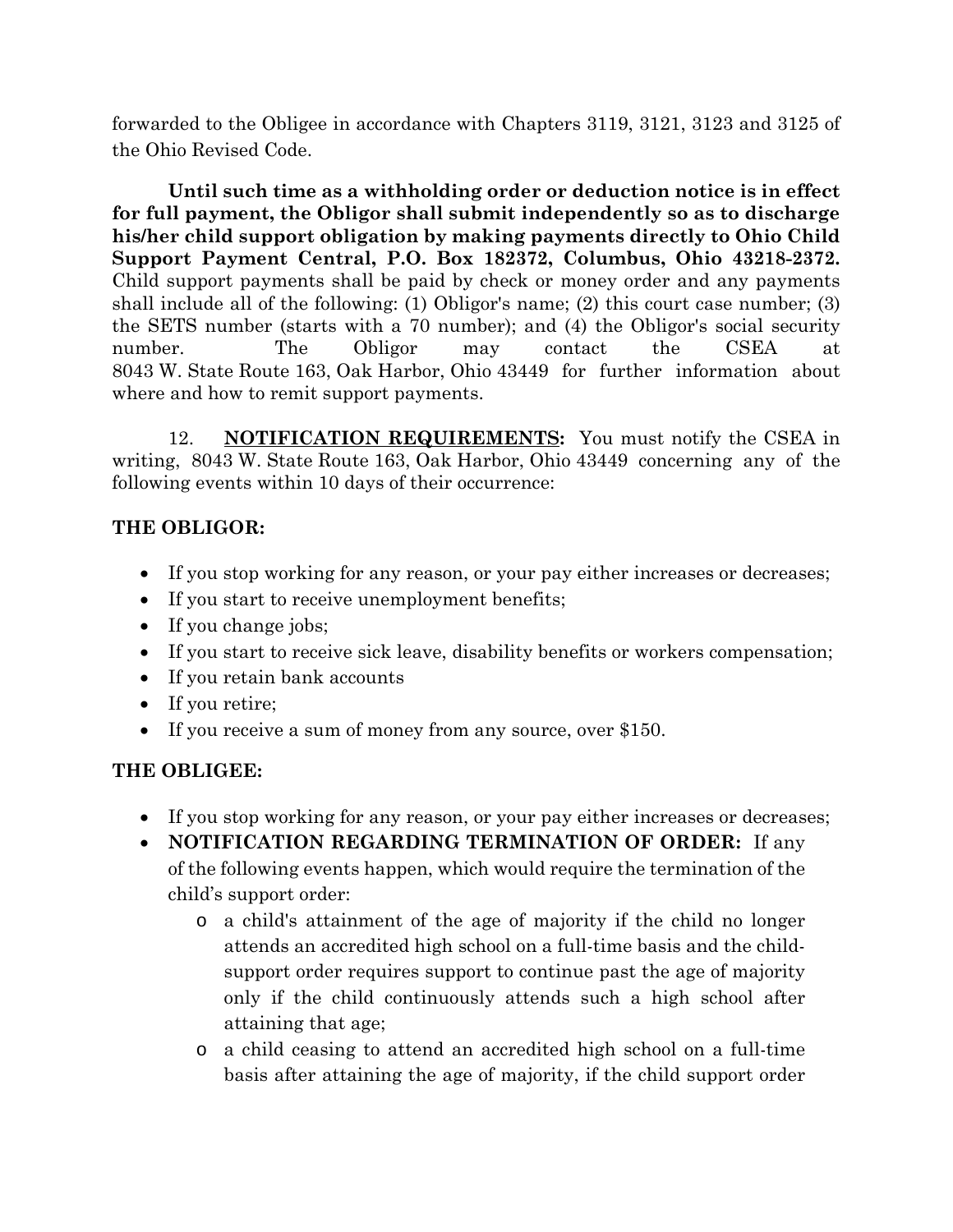forwarded to the Obligee in accordance with Chapters 3119, 3121, 3123 and 3125 of the Ohio Revised Code.

**Until such time as a withholding order or deduction notice is in effect for full payment, the Obligor shall submit independently so as to discharge his/her child support obligation by making payments directly to Ohio Child Support Payment Central, P.O. Box 182372, Columbus, Ohio 43218-2372.** Child support payments shall be paid by check or money order and any payments shall include all of the following: (1) Obligor's name; (2) this court case number; (3) the SETS number (starts with a 70 number); and (4) the Obligor's social security number. The Obligor may contact the CSEA at 8043 W. State Route 163, Oak Harbor, Ohio 43449 for further information about where and how to remit support payments.

12. **NOTIFICATION REQUIREMENTS:** You must notify the CSEA in writing, 8043 W. State Route 163, Oak Harbor, Ohio 43449 concerning any of the following events within 10 days of their occurrence:

**THE OBLIGOR:**

- If you stop working for any reason, or your pay either increases or decreases;
- If you start to receive unemployment benefits;
- If you change jobs;
- If you start to receive sick leave, disability benefits or workers compensation;
- If you retain bank accounts
- If you retire;
- If you receive a sum of money from any source, over $150.

**THE OBLIGEE:**

- If you stop working for any reason, or your pay either increases or decreases;
- **NOTIFICATION REGARDING TERMINATION OF ORDER:** If any of the following events happen, which would require the termination of the child's support order:
  - a child's attainment of the age of majority if the child no longer attends an accredited high school on a full-time basis and the child-support order requires support to continue past the age of majority only if the child continuously attends such a high school after attaining that age;
  - a child ceasing to attend an accredited high school on a full-time basis after attaining the age of majority, if the child support order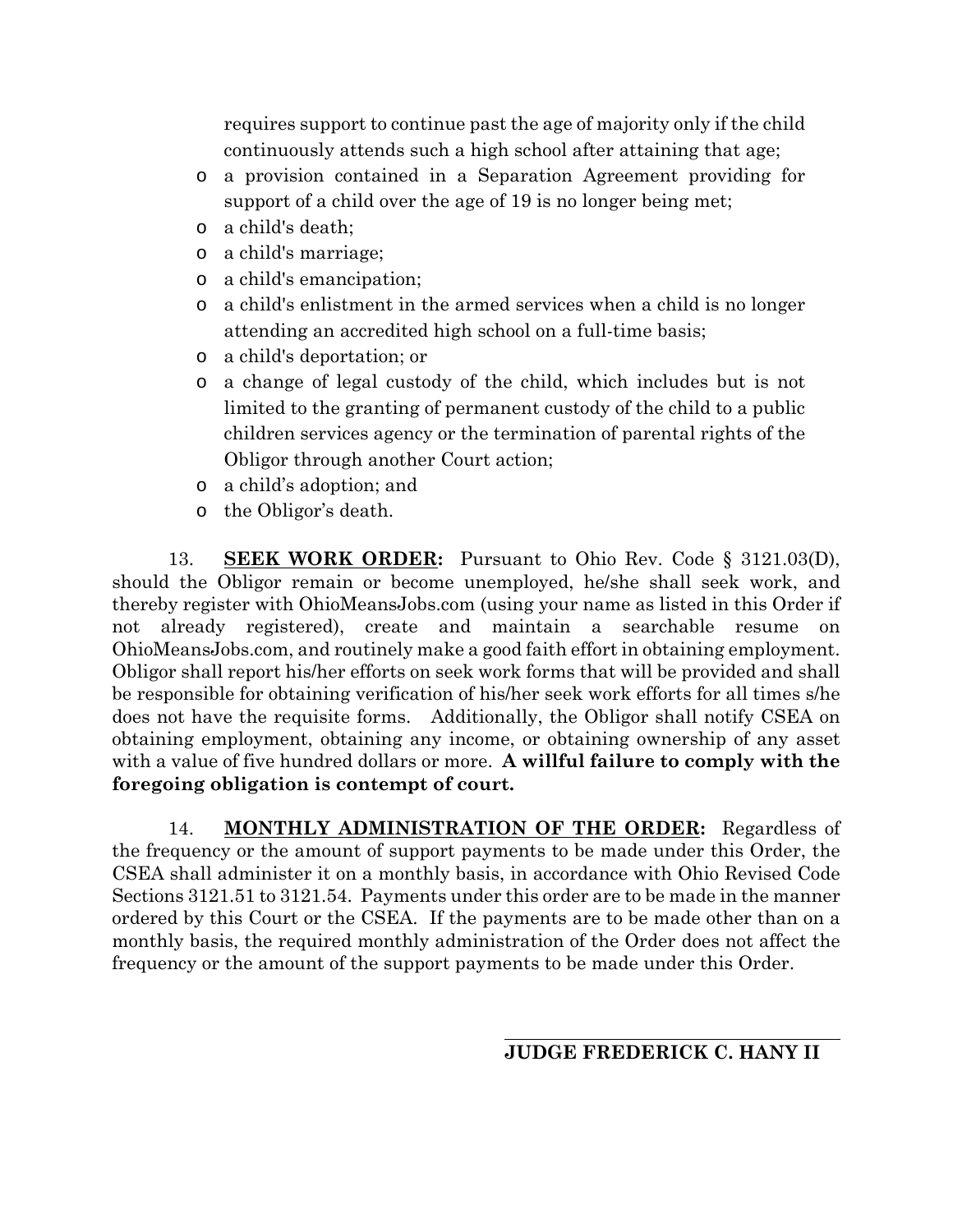requires support to continue past the age of majority only if the child continuously attends such a high school after attaining that age;

- a provision contained in a Separation Agreement providing for support of a child over the age of 19 is no longer being met;
- a child's death;
- a child's marriage;
- a child's emancipation;
- a child's enlistment in the armed services when a child is no longer attending an accredited high school on a full-time basis;
- a child's deportation; or
- a change of legal custody of the child, which includes but is not limited to the granting of permanent custody of the child to a public children services agency or the termination of parental rights of the Obligor through another Court action;
- a child's adoption; and
- the Obligor's death.

13. **SEEK WORK ORDER:** Pursuant to Ohio Rev. Code § 3121.03(D), should the Obligor remain or become unemployed, he/she shall seek work, and thereby register with OhioMeansJobs.com (using your name as listed in this Order if not already registered), create and maintain a searchable resume on OhioMeansJobs.com, and routinely make a good faith effort in obtaining employment. Obligor shall report his/her efforts on seek work forms that will be provided and shall be responsible for obtaining verification of his/her seek work efforts for all times s/he does not have the requisite forms. Additionally, the Obligor shall notify CSEA on obtaining employment, obtaining any income, or obtaining ownership of any asset with a value of five hundred dollars or more. **A willful failure to comply with the foregoing obligation is contempt of court.**

14. **MONTHLY ADMINISTRATION OF THE ORDER:** Regardless of the frequency or the amount of support payments to be made under this Order, the CSEA shall administer it on a monthly basis, in accordance with Ohio Revised Code Sections 3121.51 to 3121.54. Payments under this order are to be made in the manner ordered by this Court or the CSEA. If the payments are to be made other than on a monthly basis, the required monthly administration of the Order does not affect the frequency or the amount of the support payments to be made under this Order.

\_\_\_\_\_\_\_\_\_\_\_\_\_\_\_\_\_\_\_\_\_\_\_\_\_\_\_\_\_\_\_\_\_\_\_\_

**JUDGE FREDERICK C. HANY II**